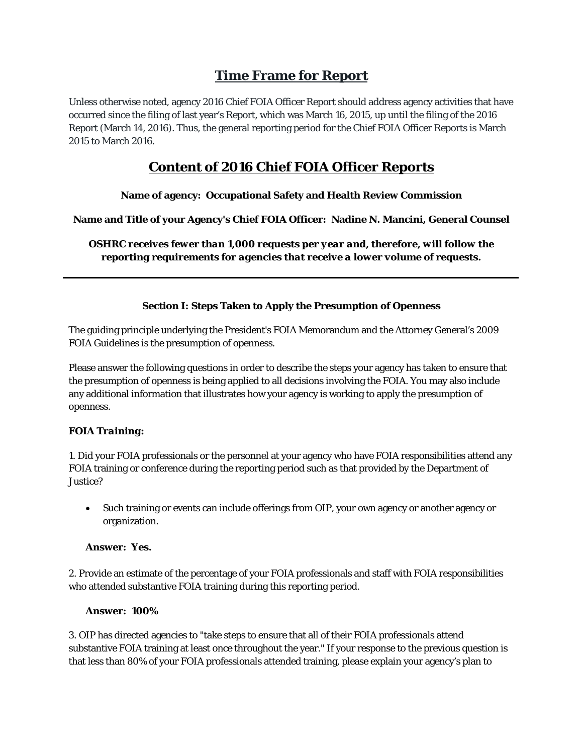## Time Frame for Report

Unless otherwise noted, agency 2016 Chief FOIA Officer Report should address agency activities that have occurred since the filing of last year's Report, which was March 16, 2015, up until the filing of the 2016 Report (March 14, 2016). Thus, the general reporting period for the Chief FOIA Officer Reports is March 2015 to March 2016.

## Content of 2016 Chief FOIA Officer Reports

**Name of agency: Occupational Safety and Health Review Commission**

**Name and Title of your Agency's Chief FOIA Officer: Nadine N. Mancini, General Counsel**

***OSHRC receives fewer than 1,000 requests per year and, therefore, will follow the reporting requirements for agencies that receive a lower volume of requests.***

---

### Section I: Steps Taken to Apply the Presumption of Openness

The guiding principle underlying the President's FOIA Memorandum and the Attorney General's 2009 FOIA Guidelines is the presumption of openness.

Please answer the following questions in order to describe the steps your agency has taken to ensure that the presumption of openness is being applied to all decisions involving the FOIA. You may also include any additional information that illustrates how your agency is working to apply the presumption of openness.

***FOIA Training:***

1. Did your FOIA professionals or the personnel at your agency who have FOIA responsibilities attend any FOIA training or conference during the reporting period such as that provided by the Department of Justice?

- Such training or events can include offerings from OIP, your own agency or another agency or organization.

**Answer: Yes.**

2. Provide an estimate of the percentage of your FOIA professionals and staff with FOIA responsibilities who attended substantive FOIA training during this reporting period.

**Answer: 100%**

3. OIP has directed agencies to "take steps to ensure that all of their FOIA professionals attend substantive FOIA training at least once throughout the year." If your response to the previous question is that less than 80% of your FOIA professionals attended training, please explain your agency's plan to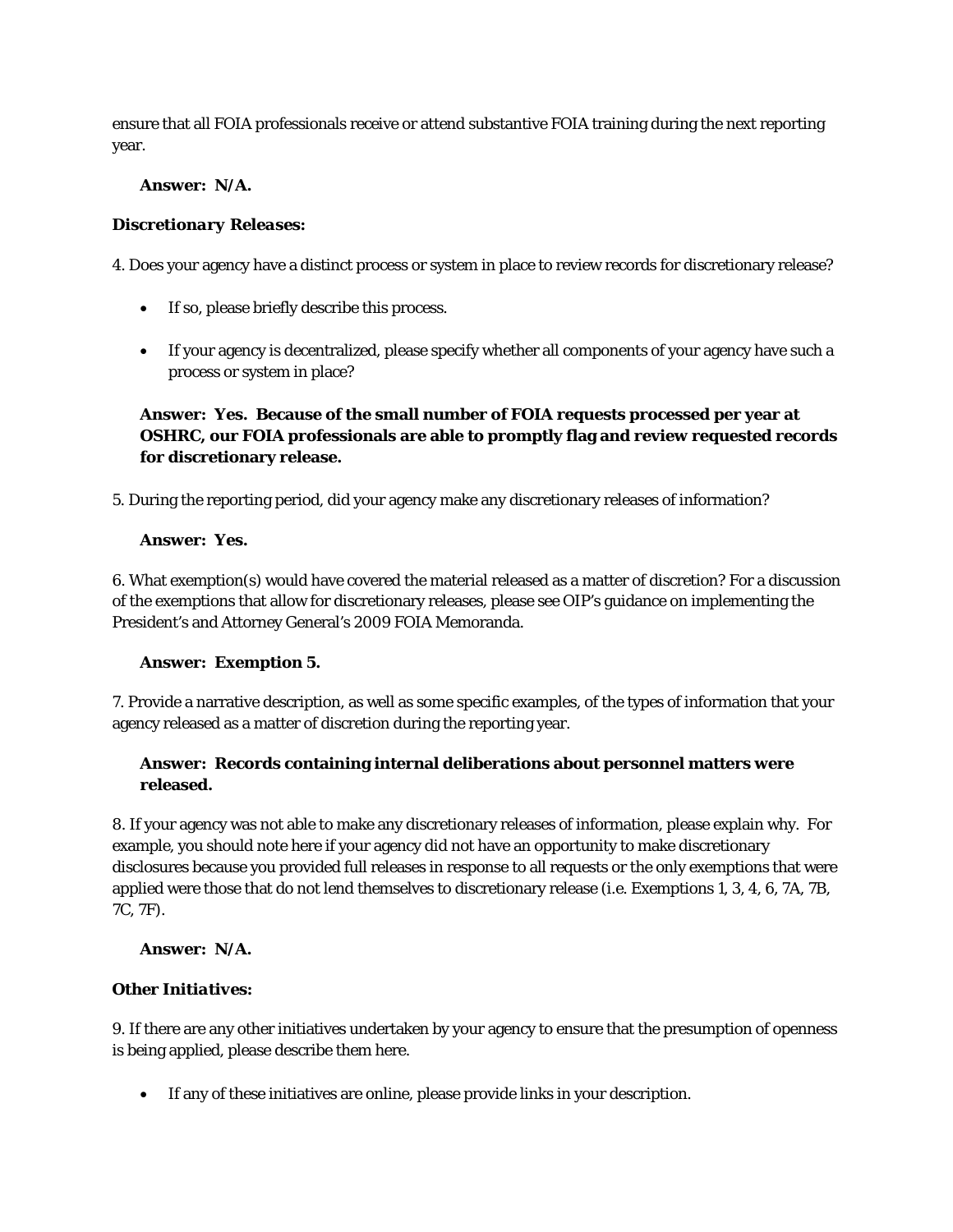ensure that all FOIA professionals receive or attend substantive FOIA training during the next reporting year.

**Answer: N/A.**

***Discretionary Releases:***

4. Does your agency have a distinct process or system in place to review records for discretionary release?

- If so, please briefly describe this process.
- If your agency is decentralized, please specify whether all components of your agency have such a process or system in place?

**Answer: Yes. Because of the small number of FOIA requests processed per year at OSHRC, our FOIA professionals are able to promptly flag and review requested records for discretionary release.**

5. During the reporting period, did your agency make any discretionary releases of information?

**Answer: Yes.**

6. What exemption(s) would have covered the material released as a matter of discretion? For a discussion of the exemptions that allow for discretionary releases, please see OIP's guidance on implementing the President's and Attorney General's 2009 FOIA Memoranda.

**Answer: Exemption 5.**

7. Provide a narrative description, as well as some specific examples, of the types of information that your agency released as a matter of discretion during the reporting year.

**Answer: Records containing internal deliberations about personnel matters were released.**

8. If your agency was not able to make any discretionary releases of information, please explain why. For example, you should note here if your agency did not have an opportunity to make discretionary disclosures because you provided full releases in response to all requests or the only exemptions that were applied were those that do not lend themselves to discretionary release (i.e. Exemptions 1, 3, 4, 6, 7A, 7B, 7C, 7F).

**Answer: N/A.**

***Other Initiatives:***

9. If there are any other initiatives undertaken by your agency to ensure that the presumption of openness is being applied, please describe them here.

- If any of these initiatives are online, please provide links in your description.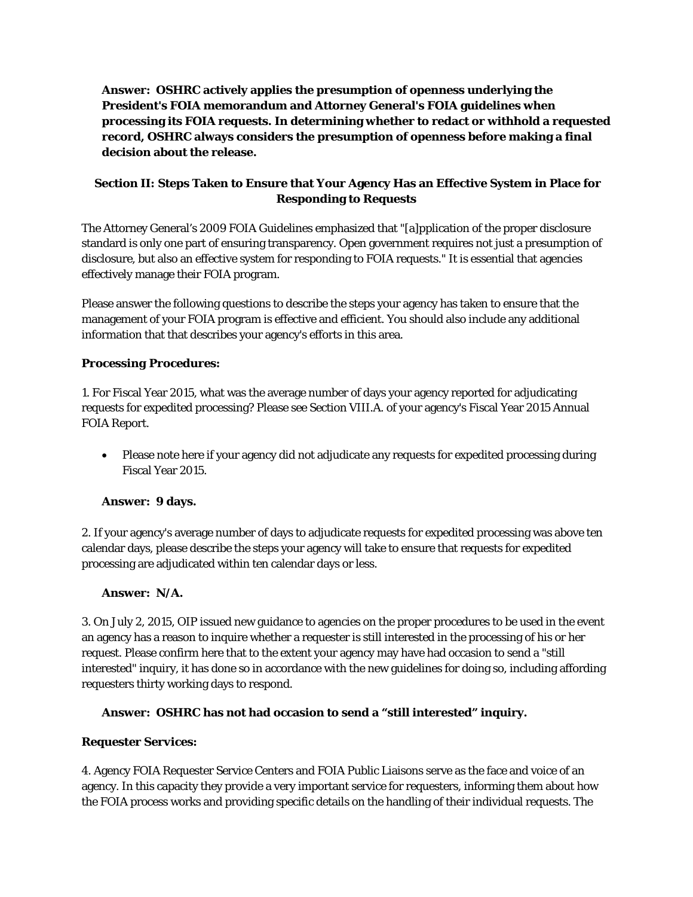**Answer: OSHRC actively applies the presumption of openness underlying the President's FOIA memorandum and Attorney General's FOIA guidelines when processing its FOIA requests. In determining whether to redact or withhold a requested record, OSHRC always considers the presumption of openness before making a final decision about the release.**

## Section II: Steps Taken to Ensure that Your Agency Has an Effective System in Place for Responding to Requests

The Attorney General's 2009 FOIA Guidelines emphasized that "[a]pplication of the proper disclosure standard is only one part of ensuring transparency. Open government requires not just a presumption of disclosure, but also an effective system for responding to FOIA requests." It is essential that agencies effectively manage their FOIA program.

Please answer the following questions to describe the steps your agency has taken to ensure that the management of your FOIA program is effective and efficient. You should also include any additional information that that describes your agency's efforts in this area.

### Processing Procedures:

1. For Fiscal Year 2015, what was the average number of days your agency reported for adjudicating requests for expedited processing? Please see Section VIII.A. of your agency's Fiscal Year 2015 Annual FOIA Report.

- Please note here if your agency did not adjudicate any requests for expedited processing during Fiscal Year 2015.

**Answer: 9 days.**

2. If your agency's average number of days to adjudicate requests for expedited processing was above ten calendar days, please describe the steps your agency will take to ensure that requests for expedited processing are adjudicated within ten calendar days or less.

**Answer: N/A.**

3. On July 2, 2015, OIP issued new guidance to agencies on the proper procedures to be used in the event an agency has a reason to inquire whether a requester is still interested in the processing of his or her request. Please confirm here that to the extent your agency may have had occasion to send a "still interested" inquiry, it has done so in accordance with the new guidelines for doing so, including affording requesters thirty working days to respond.

**Answer: OSHRC has not had occasion to send a "still interested" inquiry.**

### Requester Services:

4. Agency FOIA Requester Service Centers and FOIA Public Liaisons serve as the face and voice of an agency. In this capacity they provide a very important service for requesters, informing them about how the FOIA process works and providing specific details on the handling of their individual requests. The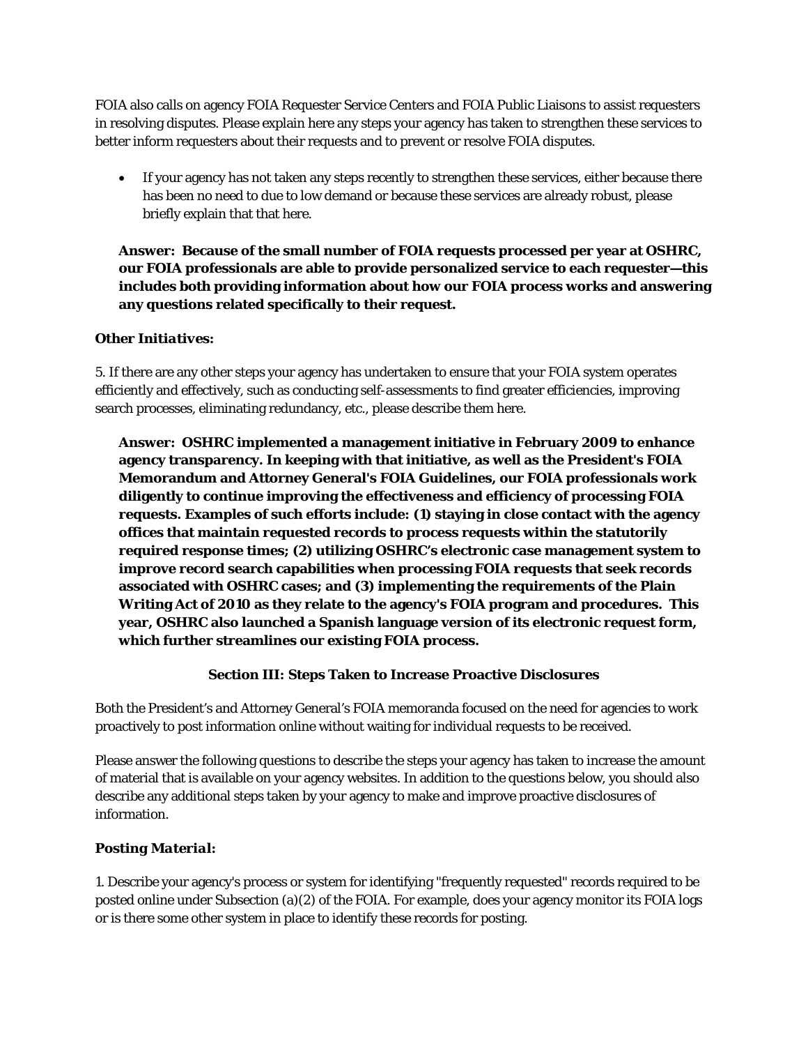FOIA also calls on agency FOIA Requester Service Centers and FOIA Public Liaisons to assist requesters in resolving disputes. Please explain here any steps your agency has taken to strengthen these services to better inform requesters about their requests and to prevent or resolve FOIA disputes.

- If your agency has not taken any steps recently to strengthen these services, either because there has been no need to due to low demand or because these services are already robust, please briefly explain that that here.

**Answer: Because of the small number of FOIA requests processed per year at OSHRC, our FOIA professionals are able to provide personalized service to each requester—this includes both providing information about how our FOIA process works and answering any questions related specifically to their request.**

***Other Initiatives:***

5. If there are any other steps your agency has undertaken to ensure that your FOIA system operates efficiently and effectively, such as conducting self-assessments to find greater efficiencies, improving search processes, eliminating redundancy, etc., please describe them here.

**Answer: OSHRC implemented a management initiative in February 2009 to enhance agency transparency. In keeping with that initiative, as well as the President's FOIA Memorandum and Attorney General's FOIA Guidelines, our FOIA professionals work diligently to continue improving the effectiveness and efficiency of processing FOIA requests. Examples of such efforts include: (1) staying in close contact with the agency offices that maintain requested records to process requests within the statutorily required response times; (2) utilizing OSHRC's electronic case management system to improve record search capabilities when processing FOIA requests that seek records associated with OSHRC cases; and (3) implementing the requirements of the Plain Writing Act of 2010 as they relate to the agency's FOIA program and procedures. This year, OSHRC also launched a Spanish language version of its electronic request form, which further streamlines our existing FOIA process.**

## Section III: Steps Taken to Increase Proactive Disclosures

Both the President's and Attorney General's FOIA memoranda focused on the need for agencies to work proactively to post information online without waiting for individual requests to be received.

Please answer the following questions to describe the steps your agency has taken to increase the amount of material that is available on your agency websites. In addition to the questions below, you should also describe any additional steps taken by your agency to make and improve proactive disclosures of information.

***Posting Material:***

1. Describe your agency's process or system for identifying "frequently requested" records required to be posted online under Subsection (a)(2) of the FOIA. For example, does your agency monitor its FOIA logs or is there some other system in place to identify these records for posting.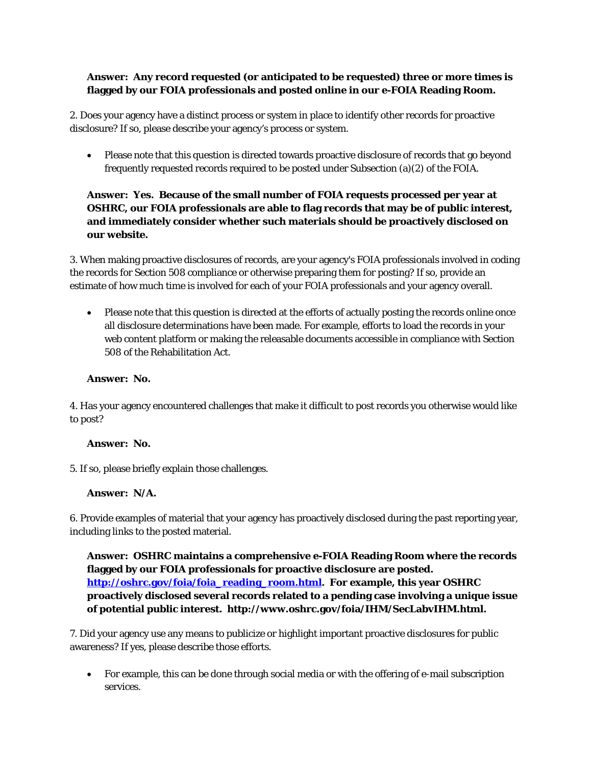**Answer: Any record requested (or anticipated to be requested) three or more times is flagged by our FOIA professionals and posted online in our e-FOIA Reading Room.**

2. Does your agency have a distinct process or system in place to identify other records for proactive disclosure? If so, please describe your agency's process or system.

- Please note that this question is directed towards proactive disclosure of records that go beyond frequently requested records required to be posted under Subsection (a)(2) of the FOIA.

**Answer: Yes. Because of the small number of FOIA requests processed per year at OSHRC, our FOIA professionals are able to flag records that may be of public interest, and immediately consider whether such materials should be proactively disclosed on our website.**

3. When making proactive disclosures of records, are your agency's FOIA professionals involved in coding the records for Section 508 compliance or otherwise preparing them for posting? If so, provide an estimate of how much time is involved for each of your FOIA professionals and your agency overall.

- Please note that this question is directed at the efforts of actually posting the records online once all disclosure determinations have been made. For example, efforts to load the records in your web content platform or making the releasable documents accessible in compliance with Section 508 of the Rehabilitation Act.

**Answer: No.**

4. Has your agency encountered challenges that make it difficult to post records you otherwise would like to post?

**Answer: No.**

5. If so, please briefly explain those challenges.

**Answer: N/A.**

6. Provide examples of material that your agency has proactively disclosed during the past reporting year, including links to the posted material.

**Answer: OSHRC maintains a comprehensive e-FOIA Reading Room where the records flagged by our FOIA professionals for proactive disclosure are posted. [http://oshrc.gov/foia/foia_reading_room.html](http://oshrc.gov/foia/foia_reading_room.html). For example, this year OSHRC proactively disclosed several records related to a pending case involving a unique issue of potential public interest. http://www.oshrc.gov/foia/IHM/SecLabvIHM.html.**

7. Did your agency use any means to publicize or highlight important proactive disclosures for public awareness? If yes, please describe those efforts.

- For example, this can be done through social media or with the offering of e-mail subscription services.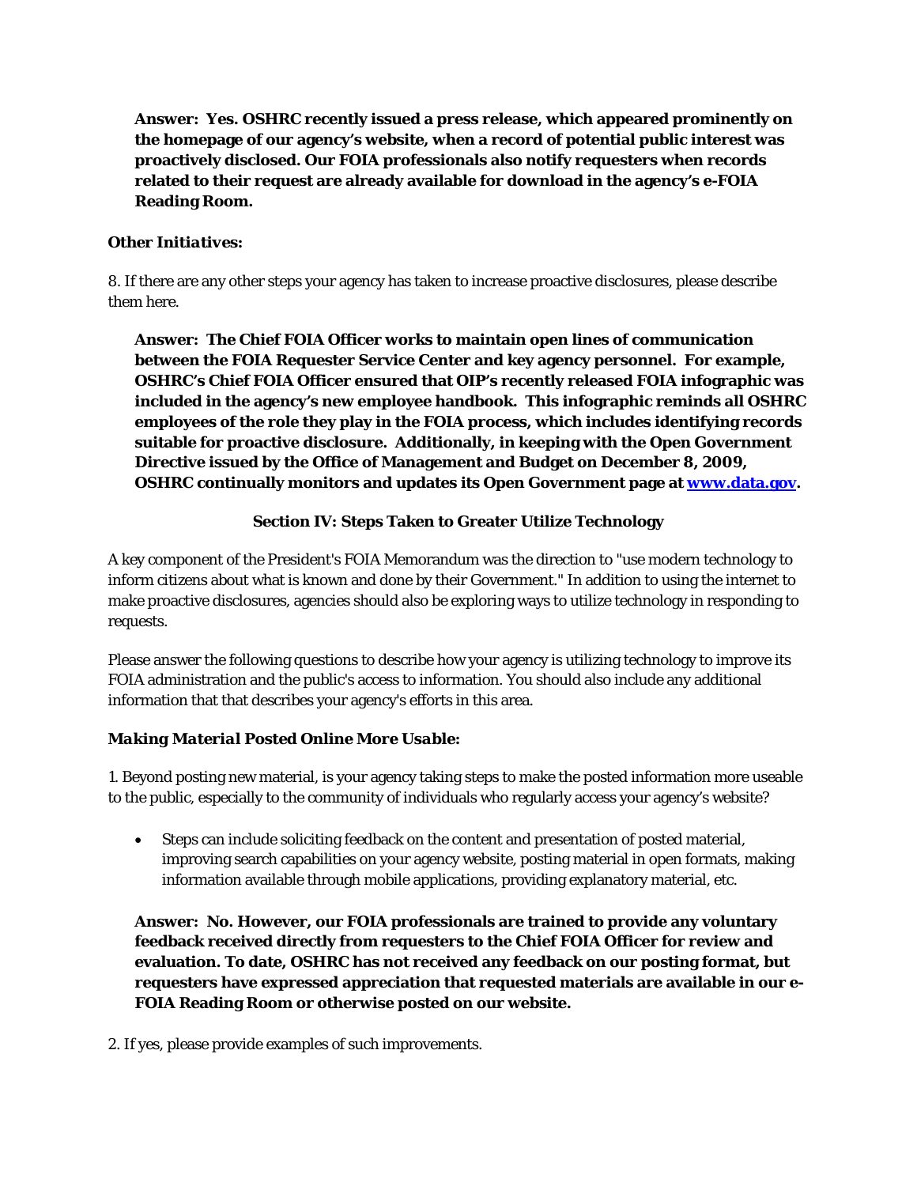**Answer: Yes. OSHRC recently issued a press release, which appeared prominently on the homepage of our agency's website, when a record of potential public interest was proactively disclosed. Our FOIA professionals also notify requesters when records related to their request are already available for download in the agency's e-FOIA Reading Room.**

***Other Initiatives:***

8. If there are any other steps your agency has taken to increase proactive disclosures, please describe them here.

**Answer: The Chief FOIA Officer works to maintain open lines of communication between the FOIA Requester Service Center and key agency personnel. For example, OSHRC's Chief FOIA Officer ensured that OIP's recently released FOIA infographic was included in the agency's new employee handbook. This infographic reminds all OSHRC employees of the role they play in the FOIA process, which includes identifying records suitable for proactive disclosure. Additionally, in keeping with the Open Government Directive issued by the Office of Management and Budget on December 8, 2009, OSHRC continually monitors and updates its Open Government page at [www.data.gov](http://www.data.gov).**

## Section IV: Steps Taken to Greater Utilize Technology

A key component of the President's FOIA Memorandum was the direction to "use modern technology to inform citizens about what is known and done by their Government." In addition to using the internet to make proactive disclosures, agencies should also be exploring ways to utilize technology in responding to requests.

Please answer the following questions to describe how your agency is utilizing technology to improve its FOIA administration and the public's access to information. You should also include any additional information that that describes your agency's efforts in this area.

***Making Material Posted Online More Usable:***

1. Beyond posting new material, is your agency taking steps to make the posted information more useable to the public, especially to the community of individuals who regularly access your agency's website?

- Steps can include soliciting feedback on the content and presentation of posted material, improving search capabilities on your agency website, posting material in open formats, making information available through mobile applications, providing explanatory material, etc.

**Answer: No. However, our FOIA professionals are trained to provide any voluntary feedback received directly from requesters to the Chief FOIA Officer for review and evaluation. To date, OSHRC has not received any feedback on our posting format, but requesters have expressed appreciation that requested materials are available in our e-FOIA Reading Room or otherwise posted on our website.**

2. If yes, please provide examples of such improvements.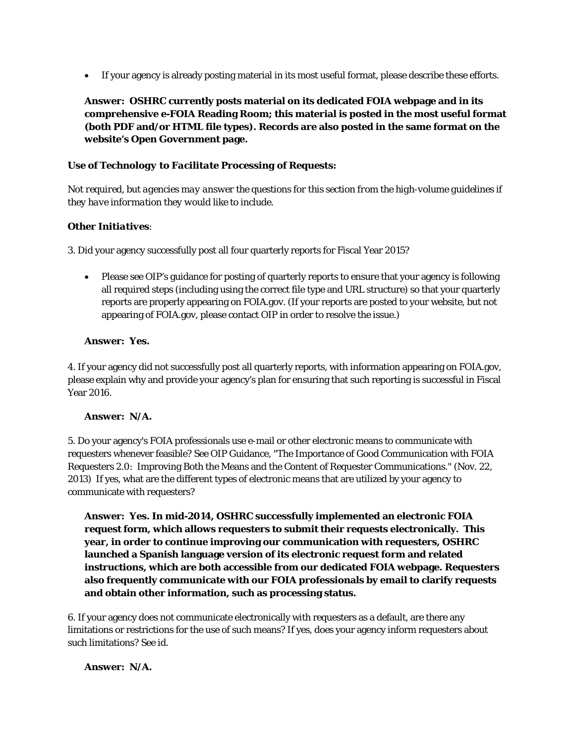- If your agency is already posting material in its most useful format, please describe these efforts.

  **Answer: OSHRC currently posts material on its dedicated FOIA webpage and in its comprehensive e-FOIA Reading Room; this material is posted in the most useful format (both PDF and/or HTML file types). Records are also posted in the same format on the website's Open Government page.**

***Use of Technology to Facilitate Processing of Requests:***

*Not required, but agencies may answer the questions for this section from the high-volume guidelines if they have information they would like to include.*

***Other Initiatives***:

3. Did your agency successfully post all four quarterly reports for Fiscal Year 2015?

- Please see OIP's guidance for posting of quarterly reports to ensure that your agency is following all required steps (including using the correct file type and URL structure) so that your quarterly reports are properly appearing on FOIA.gov. (If your reports are posted to your website, but not appearing of FOIA.gov, please contact OIP in order to resolve the issue.)

  **Answer: Yes.**

4. If your agency did not successfully post all quarterly reports, with information appearing on FOIA.gov, please explain why and provide your agency's plan for ensuring that such reporting is successful in Fiscal Year 2016.

  **Answer: N/A.**

5. Do your agency's FOIA professionals use e-mail or other electronic means to communicate with requesters whenever feasible? See OIP Guidance, "The Importance of Good Communication with FOIA Requesters 2.0: Improving Both the Means and the Content of Requester Communications." (Nov. 22, 2013) If yes, what are the different types of electronic means that are utilized by your agency to communicate with requesters?

  **Answer: Yes. In mid-2014, OSHRC successfully implemented an electronic FOIA request form, which allows requesters to submit their requests electronically. This year, in order to continue improving our communication with requesters, OSHRC launched a Spanish language version of its electronic request form and related instructions, which are both accessible from our dedicated FOIA webpage. Requesters also frequently communicate with our FOIA professionals by email to clarify requests and obtain other information, such as processing status.**

6. If your agency does not communicate electronically with requesters as a default, are there any limitations or restrictions for the use of such means? If yes, does your agency inform requesters about such limitations? See id.

  **Answer: N/A.**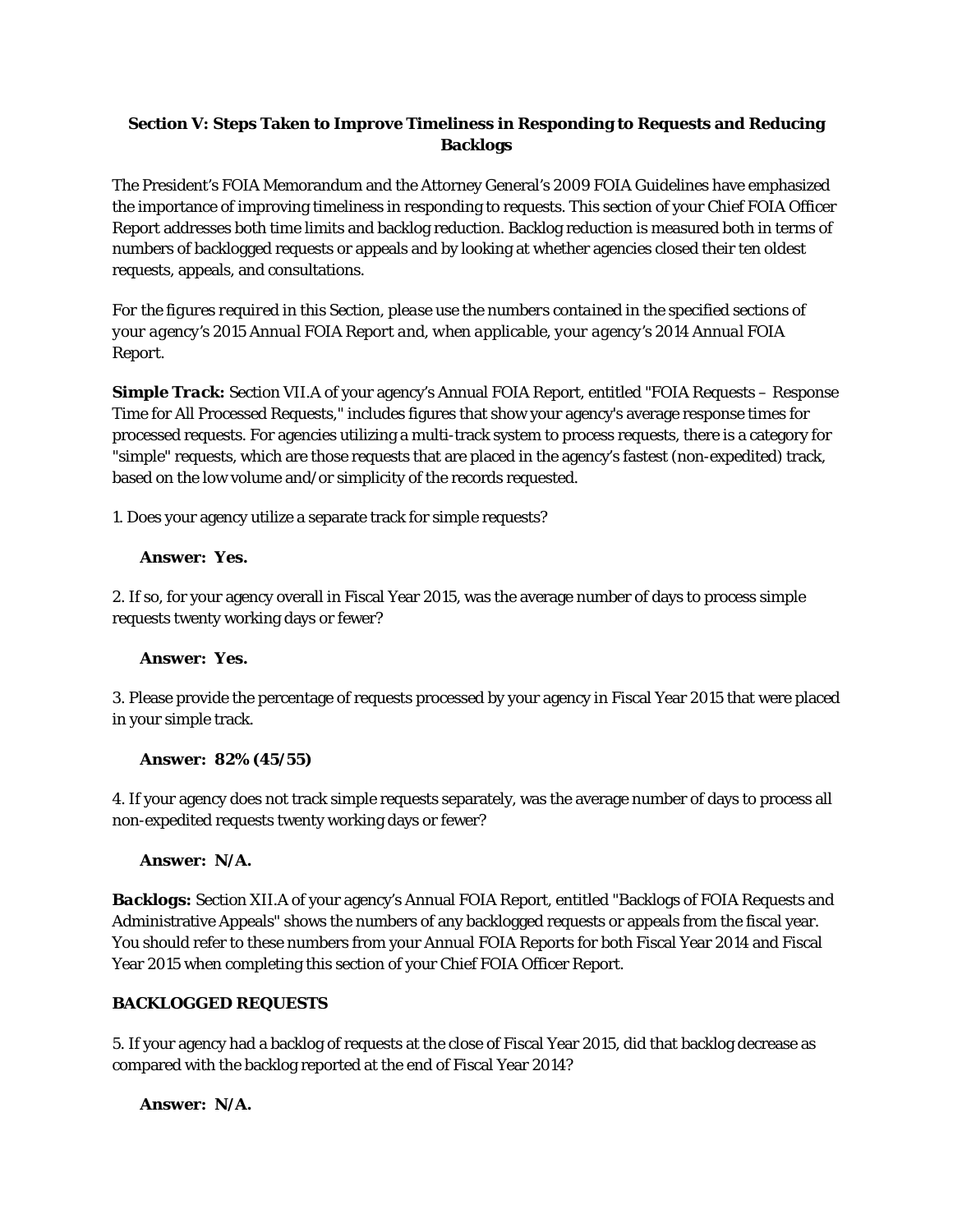### Section V: Steps Taken to Improve Timeliness in Responding to Requests and Reducing Backlogs

The President's FOIA Memorandum and the Attorney General's 2009 FOIA Guidelines have emphasized the importance of improving timeliness in responding to requests. This section of your Chief FOIA Officer Report addresses both time limits and backlog reduction. Backlog reduction is measured both in terms of numbers of backlogged requests or appeals and by looking at whether agencies closed their ten oldest requests, appeals, and consultations.

*For the figures required in this Section, please use the numbers contained in the specified sections of your agency's 2015 Annual FOIA Report and, when applicable, your agency's 2014 Annual FOIA Report.*

***Simple Track:*** Section VII.A of your agency's Annual FOIA Report, entitled "FOIA Requests – Response Time for All Processed Requests," includes figures that show your agency's average response times for processed requests. For agencies utilizing a multi-track system to process requests, there is a category for "simple" requests, which are those requests that are placed in the agency's fastest (non-expedited) track, based on the low volume and/or simplicity of the records requested.

1. Does your agency utilize a separate track for simple requests?

**Answer: Yes.**

2. If so, for your agency overall in Fiscal Year 2015, was the average number of days to process simple requests twenty working days or fewer?

**Answer: Yes.**

3. Please provide the percentage of requests processed by your agency in Fiscal Year 2015 that were placed in your simple track.

**Answer: 82% (45/55)**

4. If your agency does not track simple requests separately, was the average number of days to process all non-expedited requests twenty working days or fewer?

**Answer: N/A.**

***Backlogs:*** Section XII.A of your agency's Annual FOIA Report, entitled "Backlogs of FOIA Requests and Administrative Appeals" shows the numbers of any backlogged requests or appeals from the fiscal year. You should refer to these numbers from your Annual FOIA Reports for both Fiscal Year 2014 and Fiscal Year 2015 when completing this section of your Chief FOIA Officer Report.

**BACKLOGGED REQUESTS**

5. If your agency had a backlog of requests at the close of Fiscal Year 2015, did that backlog decrease as compared with the backlog reported at the end of Fiscal Year 2014?

**Answer: N/A.**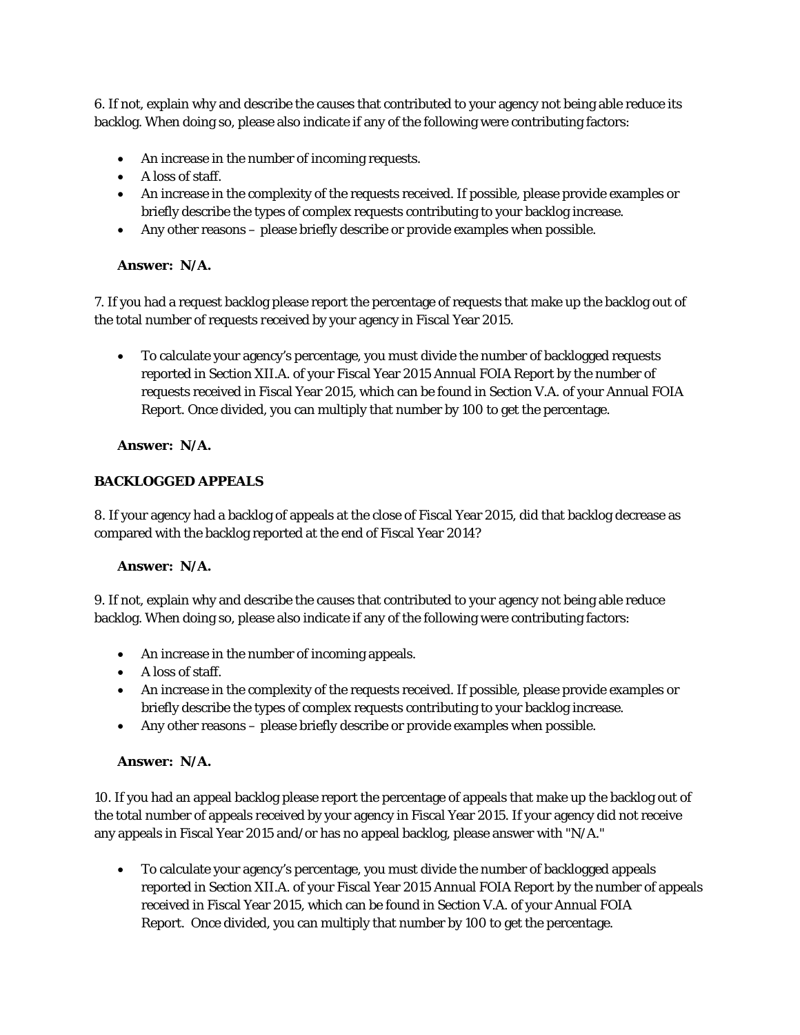6. If not, explain why and describe the causes that contributed to your agency not being able reduce its backlog. When doing so, please also indicate if any of the following were contributing factors:

- An increase in the number of incoming requests.
- A loss of staff.
- An increase in the complexity of the requests received. If possible, please provide examples or briefly describe the types of complex requests contributing to your backlog increase.
- Any other reasons – please briefly describe or provide examples when possible.

**Answer: N/A.**

7. If you had a request backlog please report the percentage of requests that make up the backlog out of the total number of requests received by your agency in Fiscal Year 2015.

- To calculate your agency's percentage, you must divide the number of backlogged requests reported in Section XII.A. of your Fiscal Year 2015 Annual FOIA Report by the number of requests received in Fiscal Year 2015, which can be found in Section V.A. of your Annual FOIA Report. Once divided, you can multiply that number by 100 to get the percentage.

**Answer: N/A.**

**BACKLOGGED APPEALS**

8. If your agency had a backlog of appeals at the close of Fiscal Year 2015, did that backlog decrease as compared with the backlog reported at the end of Fiscal Year 2014?

**Answer: N/A.**

9. If not, explain why and describe the causes that contributed to your agency not being able reduce backlog. When doing so, please also indicate if any of the following were contributing factors:

- An increase in the number of incoming appeals.
- A loss of staff.
- An increase in the complexity of the requests received. If possible, please provide examples or briefly describe the types of complex requests contributing to your backlog increase.
- Any other reasons – please briefly describe or provide examples when possible.

**Answer: N/A.**

10. If you had an appeal backlog please report the percentage of appeals that make up the backlog out of the total number of appeals received by your agency in Fiscal Year 2015. If your agency did not receive any appeals in Fiscal Year 2015 and/or has no appeal backlog, please answer with "N/A."

- To calculate your agency's percentage, you must divide the number of backlogged appeals reported in Section XII.A. of your Fiscal Year 2015 Annual FOIA Report by the number of appeals received in Fiscal Year 2015, which can be found in Section V.A. of your Annual FOIA Report. Once divided, you can multiply that number by 100 to get the percentage.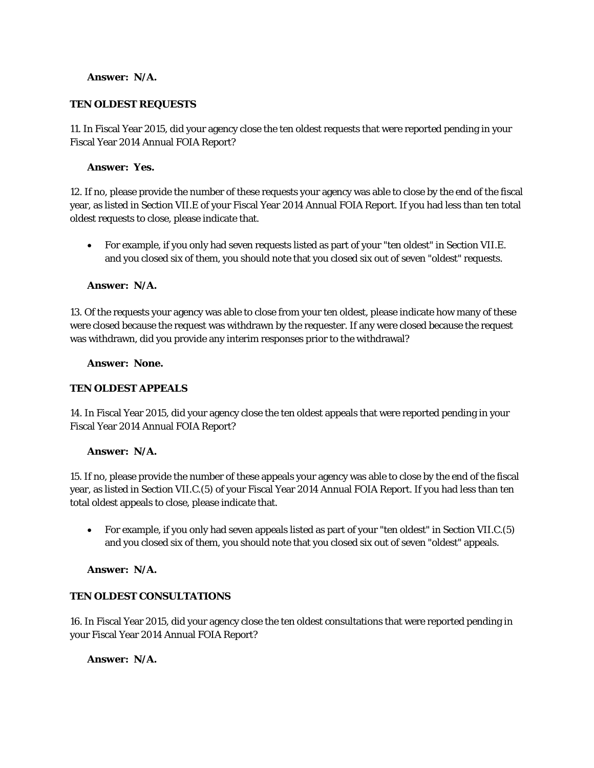**Answer: N/A.**

### TEN OLDEST REQUESTS

11. In Fiscal Year 2015, did your agency close the ten oldest requests that were reported pending in your Fiscal Year 2014 Annual FOIA Report?

**Answer: Yes.**

12. If no, please provide the number of these requests your agency was able to close by the end of the fiscal year, as listed in Section VII.E of your Fiscal Year 2014 Annual FOIA Report. If you had less than ten total oldest requests to close, please indicate that.

- For example, if you only had seven requests listed as part of your "ten oldest" in Section VII.E. and you closed six of them, you should note that you closed six out of seven "oldest" requests.

**Answer: N/A.**

13. Of the requests your agency was able to close from your ten oldest, please indicate how many of these were closed because the request was withdrawn by the requester. If any were closed because the request was withdrawn, did you provide any interim responses prior to the withdrawal?

**Answer: None.**

### TEN OLDEST APPEALS

14. In Fiscal Year 2015, did your agency close the ten oldest appeals that were reported pending in your Fiscal Year 2014 Annual FOIA Report?

**Answer: N/A.**

15. If no, please provide the number of these appeals your agency was able to close by the end of the fiscal year, as listed in Section VII.C.(5) of your Fiscal Year 2014 Annual FOIA Report. If you had less than ten total oldest appeals to close, please indicate that.

- For example, if you only had seven appeals listed as part of your "ten oldest" in Section VII.C.(5) and you closed six of them, you should note that you closed six out of seven "oldest" appeals.

**Answer: N/A.**

### TEN OLDEST CONSULTATIONS

16. In Fiscal Year 2015, did your agency close the ten oldest consultations that were reported pending in your Fiscal Year 2014 Annual FOIA Report?

**Answer: N/A.**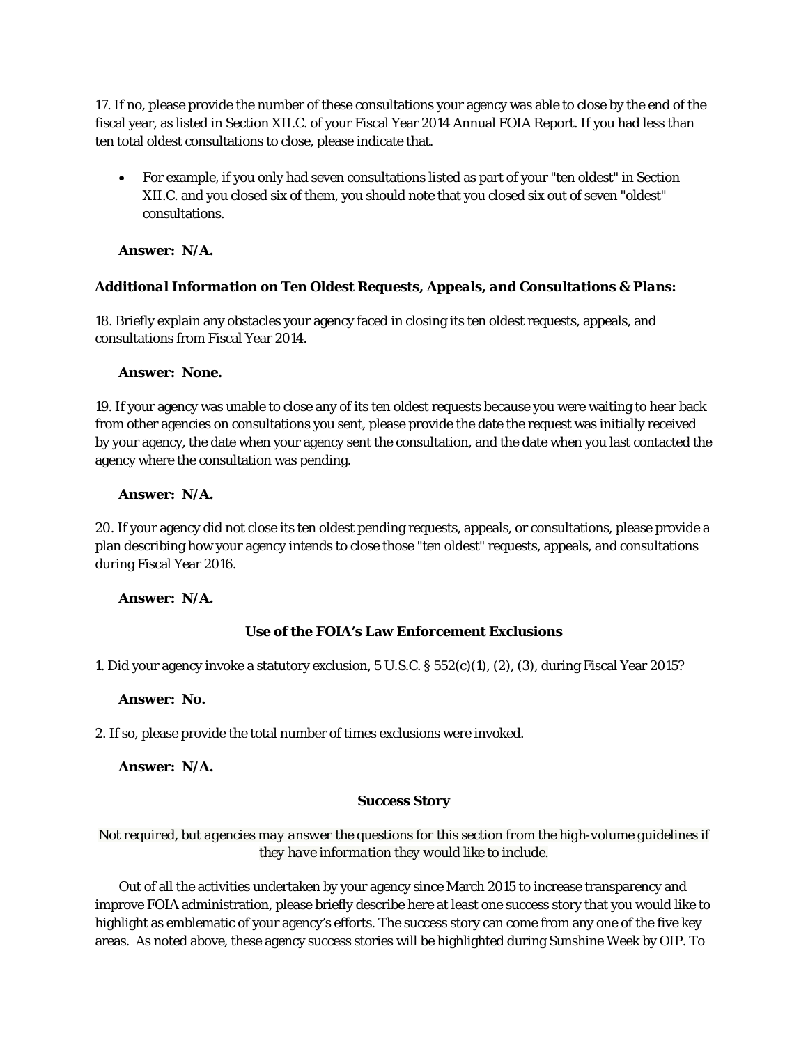17. If no, please provide the number of these consultations your agency was able to close by the end of the fiscal year, as listed in Section XII.C. of your Fiscal Year 2014 Annual FOIA Report. If you had less than ten total oldest consultations to close, please indicate that.

- For example, if you only had seven consultations listed as part of your "ten oldest" in Section XII.C. and you closed six of them, you should note that you closed six out of seven "oldest" consultations.

**Answer: N/A.**

***Additional Information on Ten Oldest Requests, Appeals, and Consultations & Plans:***

18. Briefly explain any obstacles your agency faced in closing its ten oldest requests, appeals, and consultations from Fiscal Year 2014.

**Answer: None.**

19. If your agency was unable to close any of its ten oldest requests because you were waiting to hear back from other agencies on consultations you sent, please provide the date the request was initially received by your agency, the date when your agency sent the consultation, and the date when you last contacted the agency where the consultation was pending.

**Answer: N/A.**

20. If your agency did not close its ten oldest pending requests, appeals, or consultations, please provide a plan describing how your agency intends to close those "ten oldest" requests, appeals, and consultations during Fiscal Year 2016.

**Answer: N/A.**

## Use of the FOIA's Law Enforcement Exclusions

1. Did your agency invoke a statutory exclusion, 5 U.S.C. § 552(c)(1), (2), (3), during Fiscal Year 2015?

**Answer: No.**

2. If so, please provide the total number of times exclusions were invoked.

**Answer: N/A.**

## Success Story

*Not required, but agencies may answer the questions for this section from the high-volume guidelines if they have information they would like to include.*

Out of all the activities undertaken by your agency since March 2015 to increase transparency and improve FOIA administration, please briefly describe here at least one success story that you would like to highlight as emblematic of your agency's efforts. The success story can come from any one of the five key areas. As noted above, these agency success stories will be highlighted during Sunshine Week by OIP. To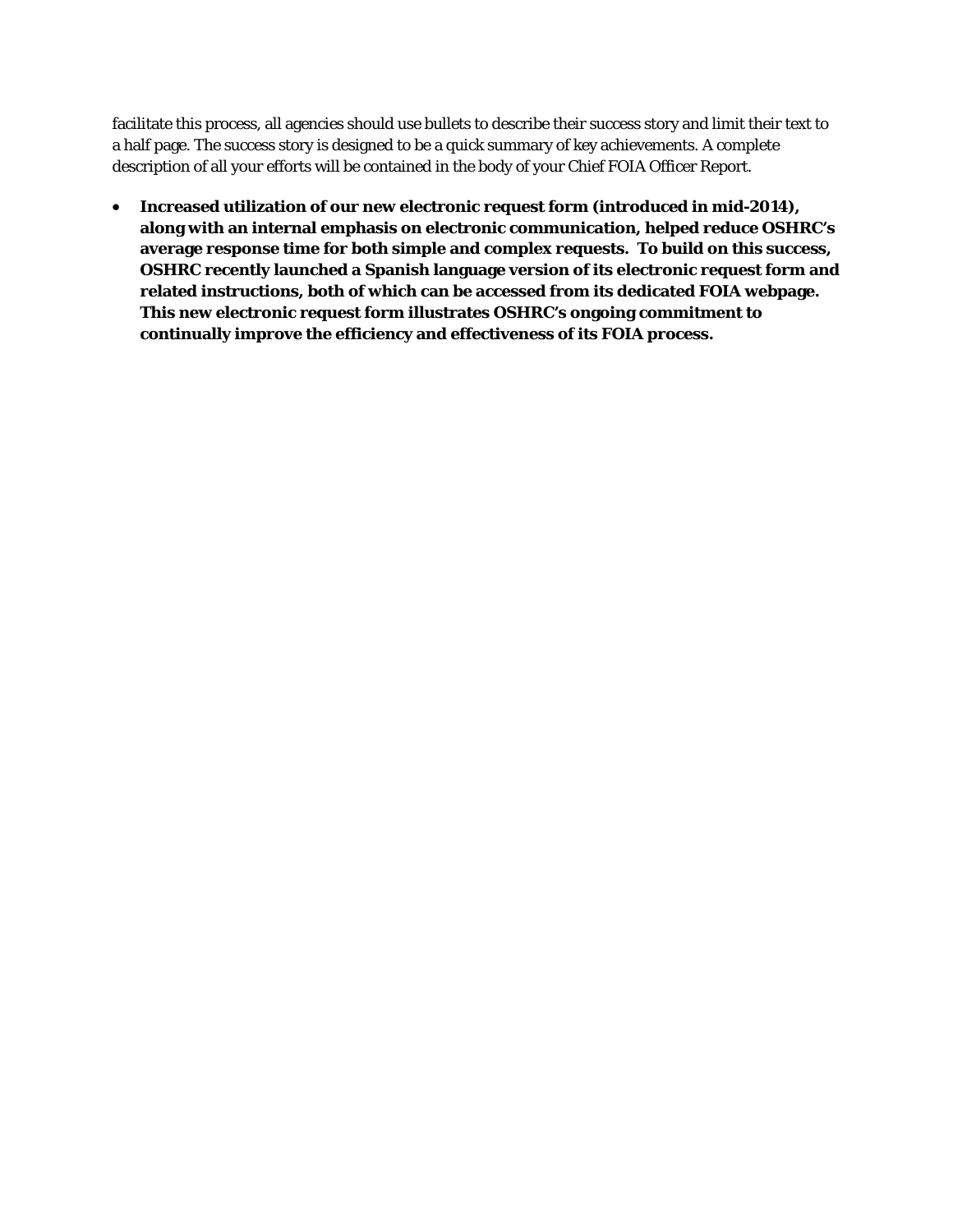facilitate this process, all agencies should use bullets to describe their success story and limit their text to a half page. The success story is designed to be a quick summary of key achievements. A complete description of all your efforts will be contained in the body of your Chief FOIA Officer Report.

- **Increased utilization of our new electronic request form (introduced in mid-2014), along with an internal emphasis on electronic communication, helped reduce OSHRC's average response time for both simple and complex requests. To build on this success, OSHRC recently launched a Spanish language version of its electronic request form and related instructions, both of which can be accessed from its dedicated FOIA webpage. This new electronic request form illustrates OSHRC's ongoing commitment to continually improve the efficiency and effectiveness of its FOIA process.**